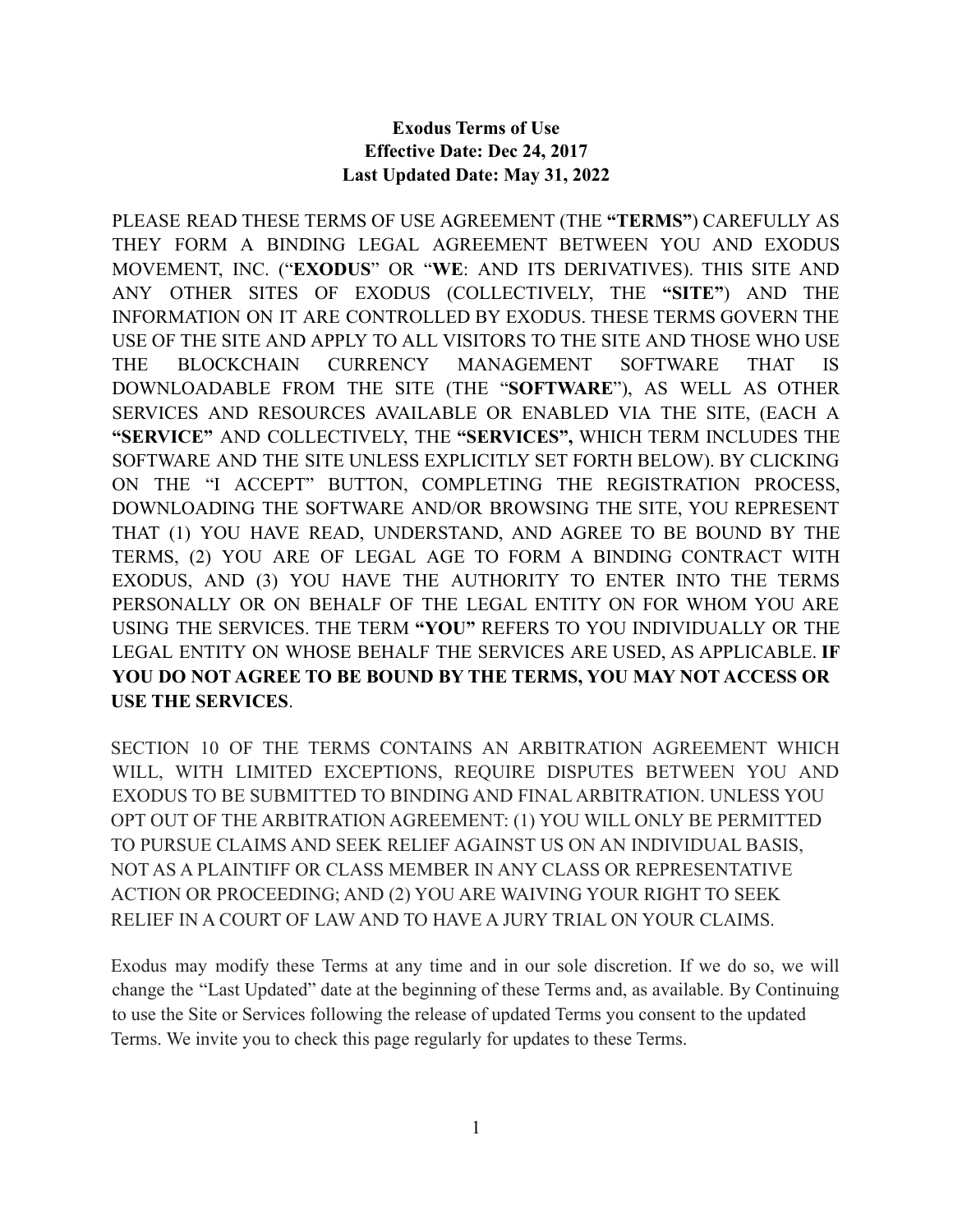# Exodus Terms of Use

**Effective Date: Dec 24, 2017**
**Last Updated Date: May 31, 2022**

PLEASE READ THESE TERMS OF USE AGREEMENT (THE **"TERMS"**) CAREFULLY AS THEY FORM A BINDING LEGAL AGREEMENT BETWEEN YOU AND EXODUS MOVEMENT, INC. ("**EXODUS**" OR "**WE**: AND ITS DERIVATIVES). THIS SITE AND ANY OTHER SITES OF EXODUS (COLLECTIVELY, THE **"SITE"**) AND THE INFORMATION ON IT ARE CONTROLLED BY EXODUS. THESE TERMS GOVERN THE USE OF THE SITE AND APPLY TO ALL VISITORS TO THE SITE AND THOSE WHO USE THE BLOCKCHAIN CURRENCY MANAGEMENT SOFTWARE THAT IS DOWNLOADABLE FROM THE SITE (THE "**SOFTWARE**"), AS WELL AS OTHER SERVICES AND RESOURCES AVAILABLE OR ENABLED VIA THE SITE, (EACH A **"SERVICE"** AND COLLECTIVELY, THE **"SERVICES",** WHICH TERM INCLUDES THE SOFTWARE AND THE SITE UNLESS EXPLICITLY SET FORTH BELOW). BY CLICKING ON THE "I ACCEPT" BUTTON, COMPLETING THE REGISTRATION PROCESS, DOWNLOADING THE SOFTWARE AND/OR BROWSING THE SITE, YOU REPRESENT THAT (1) YOU HAVE READ, UNDERSTAND, AND AGREE TO BE BOUND BY THE TERMS, (2) YOU ARE OF LEGAL AGE TO FORM A BINDING CONTRACT WITH EXODUS, AND (3) YOU HAVE THE AUTHORITY TO ENTER INTO THE TERMS PERSONALLY OR ON BEHALF OF THE LEGAL ENTITY ON FOR WHOM YOU ARE USING THE SERVICES. THE TERM **"YOU"** REFERS TO YOU INDIVIDUALLY OR THE LEGAL ENTITY ON WHOSE BEHALF THE SERVICES ARE USED, AS APPLICABLE. **IF YOU DO NOT AGREE TO BE BOUND BY THE TERMS, YOU MAY NOT ACCESS OR USE THE SERVICES**.

SECTION 10 OF THE TERMS CONTAINS AN ARBITRATION AGREEMENT WHICH WILL, WITH LIMITED EXCEPTIONS, REQUIRE DISPUTES BETWEEN YOU AND EXODUS TO BE SUBMITTED TO BINDING AND FINAL ARBITRATION. UNLESS YOU OPT OUT OF THE ARBITRATION AGREEMENT: (1) YOU WILL ONLY BE PERMITTED TO PURSUE CLAIMS AND SEEK RELIEF AGAINST US ON AN INDIVIDUAL BASIS, NOT AS A PLAINTIFF OR CLASS MEMBER IN ANY CLASS OR REPRESENTATIVE ACTION OR PROCEEDING; AND (2) YOU ARE WAIVING YOUR RIGHT TO SEEK RELIEF IN A COURT OF LAW AND TO HAVE A JURY TRIAL ON YOUR CLAIMS.

Exodus may modify these Terms at any time and in our sole discretion. If we do so, we will change the "Last Updated" date at the beginning of these Terms and, as available. By Continuing to use the Site or Services following the release of updated Terms you consent to the updated Terms. We invite you to check this page regularly for updates to these Terms.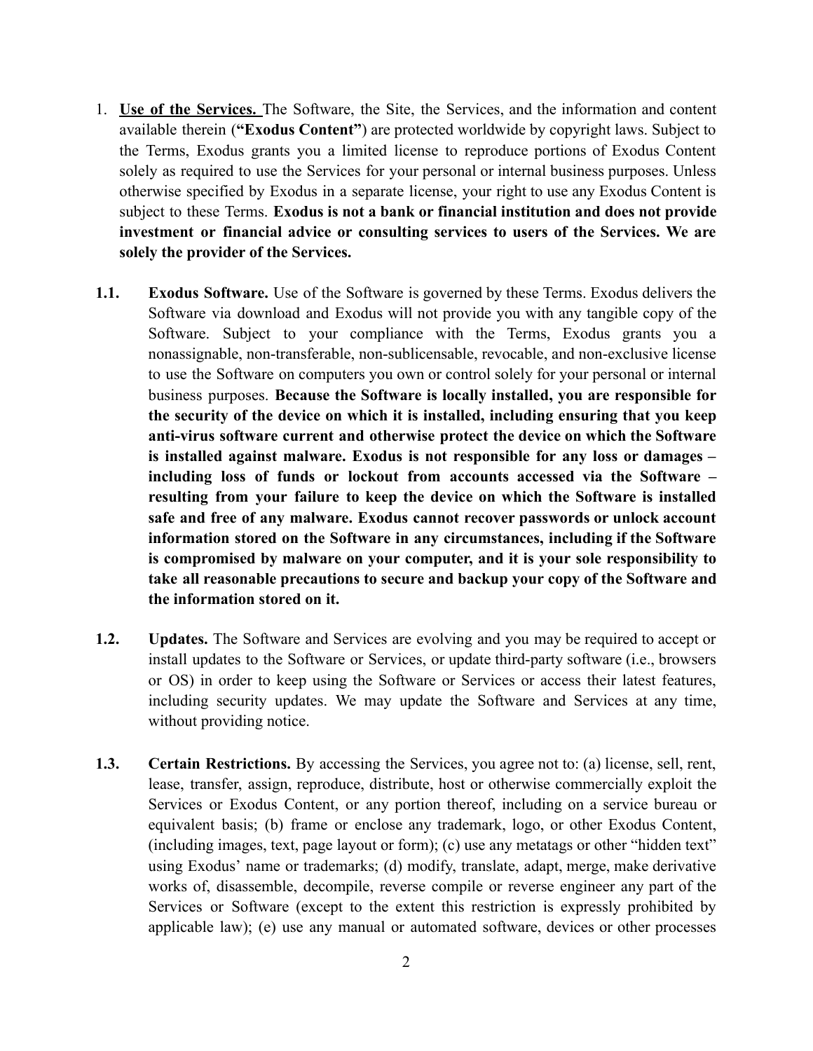1. **Use of the Services.** The Software, the Site, the Services, and the information and content available therein (**"Exodus Content"**) are protected worldwide by copyright laws. Subject to the Terms, Exodus grants you a limited license to reproduce portions of Exodus Content solely as required to use the Services for your personal or internal business purposes. Unless otherwise specified by Exodus in a separate license, your right to use any Exodus Content is subject to these Terms. **Exodus is not a bank or financial institution and does not provide investment or financial advice or consulting services to users of the Services. We are solely the provider of the Services.**

**1.1. Exodus Software.** Use of the Software is governed by these Terms. Exodus delivers the Software via download and Exodus will not provide you with any tangible copy of the Software. Subject to your compliance with the Terms, Exodus grants you a nonassignable, non-transferable, non-sublicensable, revocable, and non-exclusive license to use the Software on computers you own or control solely for your personal or internal business purposes. **Because the Software is locally installed, you are responsible for the security of the device on which it is installed, including ensuring that you keep anti-virus software current and otherwise protect the device on which the Software is installed against malware. Exodus is not responsible for any loss or damages – including loss of funds or lockout from accounts accessed via the Software – resulting from your failure to keep the device on which the Software is installed safe and free of any malware. Exodus cannot recover passwords or unlock account information stored on the Software in any circumstances, including if the Software is compromised by malware on your computer, and it is your sole responsibility to take all reasonable precautions to secure and backup your copy of the Software and the information stored on it.**

**1.2. Updates.** The Software and Services are evolving and you may be required to accept or install updates to the Software or Services, or update third-party software (i.e., browsers or OS) in order to keep using the Software or Services or access their latest features, including security updates. We may update the Software and Services at any time, without providing notice.

**1.3. Certain Restrictions.** By accessing the Services, you agree not to: (a) license, sell, rent, lease, transfer, assign, reproduce, distribute, host or otherwise commercially exploit the Services or Exodus Content, or any portion thereof, including on a service bureau or equivalent basis; (b) frame or enclose any trademark, logo, or other Exodus Content, (including images, text, page layout or form); (c) use any metatags or other "hidden text" using Exodus' name or trademarks; (d) modify, translate, adapt, merge, make derivative works of, disassemble, decompile, reverse compile or reverse engineer any part of the Services or Software (except to the extent this restriction is expressly prohibited by applicable law); (e) use any manual or automated software, devices or other processes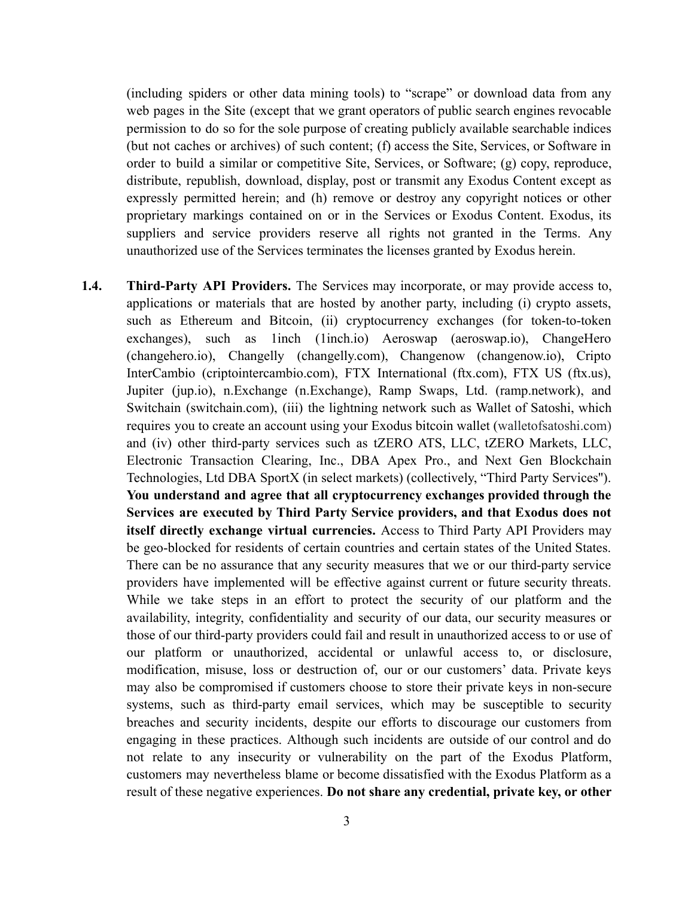(including spiders or other data mining tools) to "scrape" or download data from any web pages in the Site (except that we grant operators of public search engines revocable permission to do so for the sole purpose of creating publicly available searchable indices (but not caches or archives) of such content; (f) access the Site, Services, or Software in order to build a similar or competitive Site, Services, or Software; (g) copy, reproduce, distribute, republish, download, display, post or transmit any Exodus Content except as expressly permitted herein; and (h) remove or destroy any copyright notices or other proprietary markings contained on or in the Services or Exodus Content. Exodus, its suppliers and service providers reserve all rights not granted in the Terms. Any unauthorized use of the Services terminates the licenses granted by Exodus herein.

**1.4. Third-Party API Providers.** The Services may incorporate, or may provide access to, applications or materials that are hosted by another party, including (i) crypto assets, such as Ethereum and Bitcoin, (ii) cryptocurrency exchanges (for token-to-token exchanges), such as 1inch (1inch.io) Aeroswap (aeroswap.io), ChangeHero (changehero.io), Changelly (changelly.com), Changenow (changenow.io), Cripto InterCambio (criptointercambio.com), FTX International (ftx.com), FTX US (ftx.us), Jupiter (jup.io), n.Exchange (n.Exchange), Ramp Swaps, Ltd. (ramp.network), and Switchain (switchain.com), (iii) the lightning network such as Wallet of Satoshi, which requires you to create an account using your Exodus bitcoin wallet (walletofsatoshi.com) and (iv) other third-party services such as tZERO ATS, LLC, tZERO Markets, LLC, Electronic Transaction Clearing, Inc., DBA Apex Pro., and Next Gen Blockchain Technologies, Ltd DBA SportX (in select markets) (collectively, "Third Party Services"). **You understand and agree that all cryptocurrency exchanges provided through the Services are executed by Third Party Service providers, and that Exodus does not itself directly exchange virtual currencies.** Access to Third Party API Providers may be geo-blocked for residents of certain countries and certain states of the United States. There can be no assurance that any security measures that we or our third-party service providers have implemented will be effective against current or future security threats. While we take steps in an effort to protect the security of our platform and the availability, integrity, confidentiality and security of our data, our security measures or those of our third-party providers could fail and result in unauthorized access to or use of our platform or unauthorized, accidental or unlawful access to, or disclosure, modification, misuse, loss or destruction of, our or our customers' data. Private keys may also be compromised if customers choose to store their private keys in non-secure systems, such as third-party email services, which may be susceptible to security breaches and security incidents, despite our efforts to discourage our customers from engaging in these practices. Although such incidents are outside of our control and do not relate to any insecurity or vulnerability on the part of the Exodus Platform, customers may nevertheless blame or become dissatisfied with the Exodus Platform as a result of these negative experiences. **Do not share any credential, private key, or other**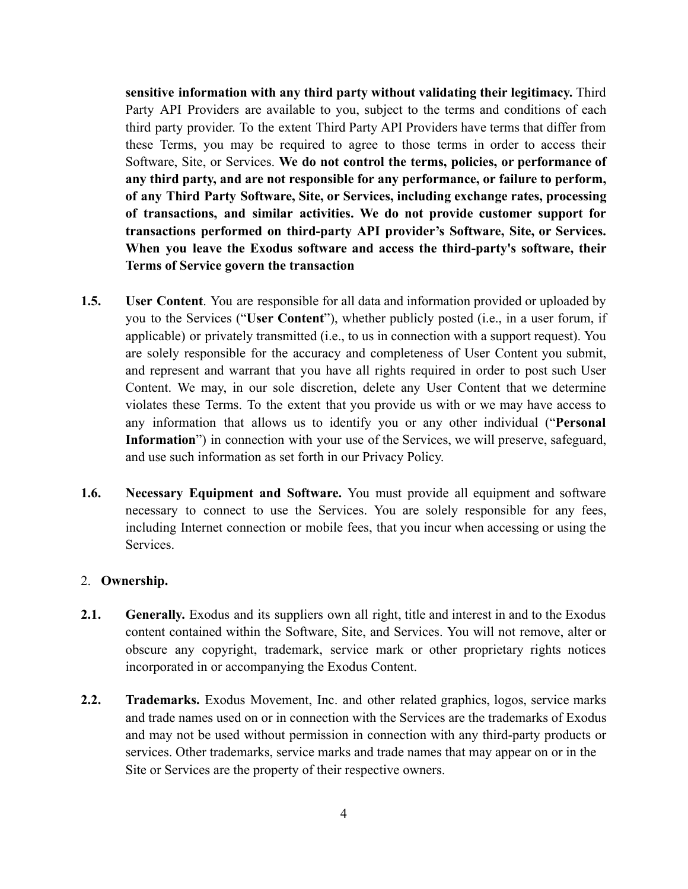**sensitive information with any third party without validating their legitimacy.** Third Party API Providers are available to you, subject to the terms and conditions of each third party provider. To the extent Third Party API Providers have terms that differ from these Terms, you may be required to agree to those terms in order to access their Software, Site, or Services. **We do not control the terms, policies, or performance of any third party, and are not responsible for any performance, or failure to perform, of any Third Party Software, Site, or Services, including exchange rates, processing of transactions, and similar activities. We do not provide customer support for transactions performed on third-party API provider's Software, Site, or Services. When you leave the Exodus software and access the third-party's software, their Terms of Service govern the transaction**

**1.5.** **User Content**. You are responsible for all data and information provided or uploaded by you to the Services ("**User Content**"), whether publicly posted (i.e., in a user forum, if applicable) or privately transmitted (i.e., to us in connection with a support request). You are solely responsible for the accuracy and completeness of User Content you submit, and represent and warrant that you have all rights required in order to post such User Content. We may, in our sole discretion, delete any User Content that we determine violates these Terms. To the extent that you provide us with or we may have access to any information that allows us to identify you or any other individual ("**Personal Information**") in connection with your use of the Services, we will preserve, safeguard, and use such information as set forth in our Privacy Policy.

**1.6.** **Necessary Equipment and Software.** You must provide all equipment and software necessary to connect to use the Services. You are solely responsible for any fees, including Internet connection or mobile fees, that you incur when accessing or using the Services.

2. **Ownership.**

**2.1.** **Generally.** Exodus and its suppliers own all right, title and interest in and to the Exodus content contained within the Software, Site, and Services. You will not remove, alter or obscure any copyright, trademark, service mark or other proprietary rights notices incorporated in or accompanying the Exodus Content.

**2.2.** **Trademarks.** Exodus Movement, Inc. and other related graphics, logos, service marks and trade names used on or in connection with the Services are the trademarks of Exodus and may not be used without permission in connection with any third-party products or services. Other trademarks, service marks and trade names that may appear on or in the Site or Services are the property of their respective owners.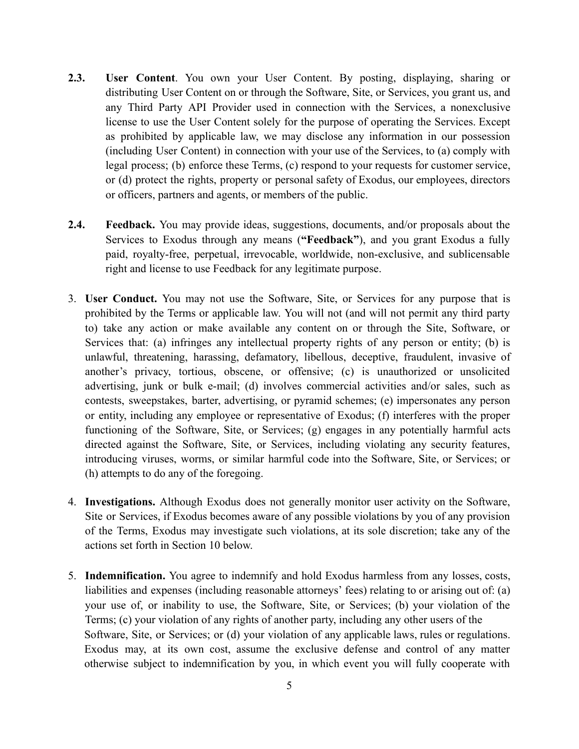**2.3. User Content**. You own your User Content. By posting, displaying, sharing or distributing User Content on or through the Software, Site, or Services, you grant us, and any Third Party API Provider used in connection with the Services, a nonexclusive license to use the User Content solely for the purpose of operating the Services. Except as prohibited by applicable law, we may disclose any information in our possession (including User Content) in connection with your use of the Services, to (a) comply with legal process; (b) enforce these Terms, (c) respond to your requests for customer service, or (d) protect the rights, property or personal safety of Exodus, our employees, directors or officers, partners and agents, or members of the public.

**2.4. Feedback.** You may provide ideas, suggestions, documents, and/or proposals about the Services to Exodus through any means (**"Feedback"**), and you grant Exodus a fully paid, royalty-free, perpetual, irrevocable, worldwide, non-exclusive, and sublicensable right and license to use Feedback for any legitimate purpose.

3. **User Conduct.** You may not use the Software, Site, or Services for any purpose that is prohibited by the Terms or applicable law. You will not (and will not permit any third party to) take any action or make available any content on or through the Site, Software, or Services that: (a) infringes any intellectual property rights of any person or entity; (b) is unlawful, threatening, harassing, defamatory, libellous, deceptive, fraudulent, invasive of another's privacy, tortious, obscene, or offensive; (c) is unauthorized or unsolicited advertising, junk or bulk e-mail; (d) involves commercial activities and/or sales, such as contests, sweepstakes, barter, advertising, or pyramid schemes; (e) impersonates any person or entity, including any employee or representative of Exodus; (f) interferes with the proper functioning of the Software, Site, or Services; (g) engages in any potentially harmful acts directed against the Software, Site, or Services, including violating any security features, introducing viruses, worms, or similar harmful code into the Software, Site, or Services; or (h) attempts to do any of the foregoing.

4. **Investigations.** Although Exodus does not generally monitor user activity on the Software, Site or Services, if Exodus becomes aware of any possible violations by you of any provision of the Terms, Exodus may investigate such violations, at its sole discretion; take any of the actions set forth in Section 10 below.

5. **Indemnification.** You agree to indemnify and hold Exodus harmless from any losses, costs, liabilities and expenses (including reasonable attorneys' fees) relating to or arising out of: (a) your use of, or inability to use, the Software, Site, or Services; (b) your violation of the Terms; (c) your violation of any rights of another party, including any other users of the Software, Site, or Services; or (d) your violation of any applicable laws, rules or regulations. Exodus may, at its own cost, assume the exclusive defense and control of any matter otherwise subject to indemnification by you, in which event you will fully cooperate with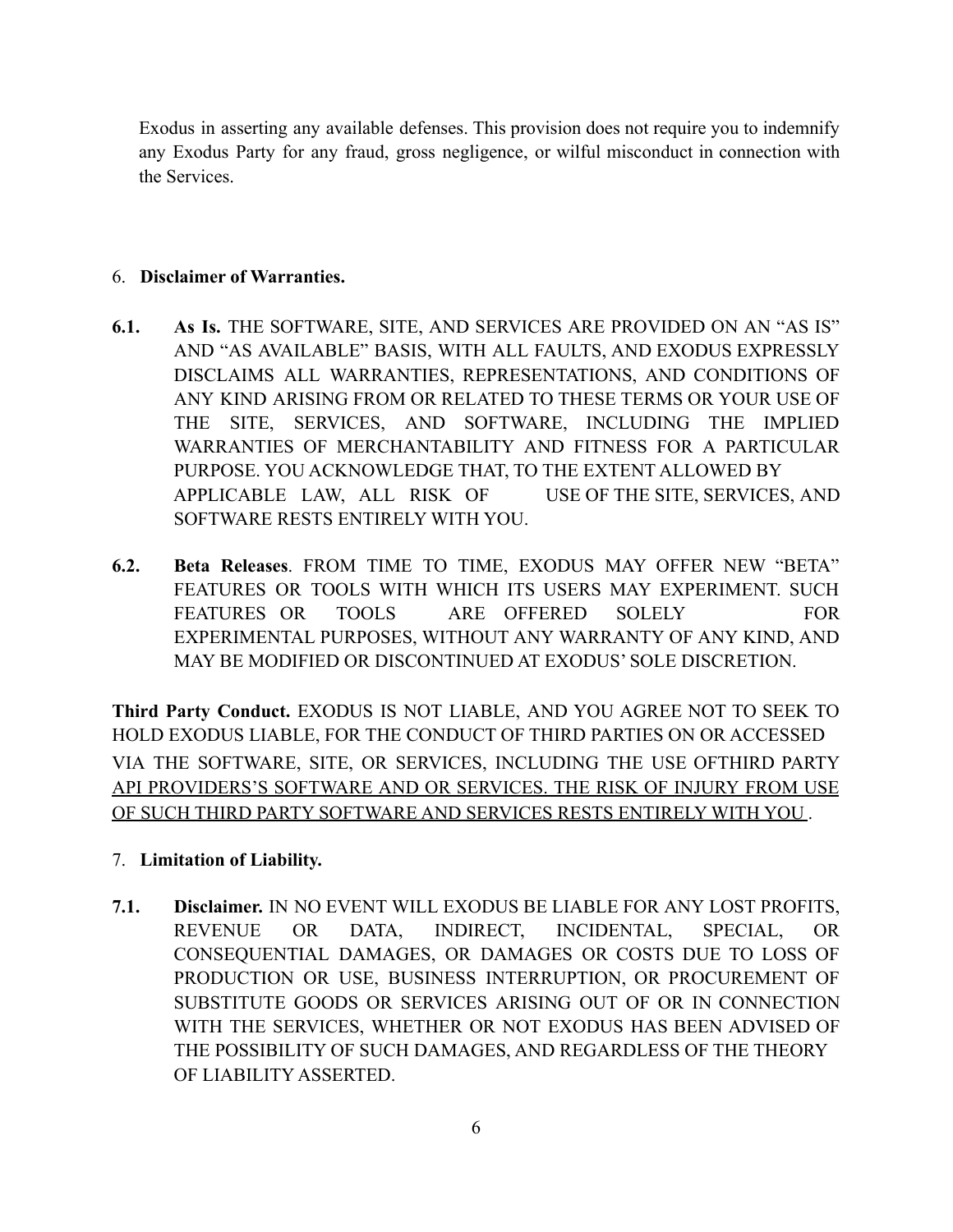Exodus in asserting any available defenses. This provision does not require you to indemnify any Exodus Party for any fraud, gross negligence, or wilful misconduct in connection with the Services.

6. **Disclaimer of Warranties.**

**6.1. As Is.** THE SOFTWARE, SITE, AND SERVICES ARE PROVIDED ON AN "AS IS" AND "AS AVAILABLE" BASIS, WITH ALL FAULTS, AND EXODUS EXPRESSLY DISCLAIMS ALL WARRANTIES, REPRESENTATIONS, AND CONDITIONS OF ANY KIND ARISING FROM OR RELATED TO THESE TERMS OR YOUR USE OF THE SITE, SERVICES, AND SOFTWARE, INCLUDING THE IMPLIED WARRANTIES OF MERCHANTABILITY AND FITNESS FOR A PARTICULAR PURPOSE. YOU ACKNOWLEDGE THAT, TO THE EXTENT ALLOWED BY APPLICABLE LAW, ALL RISK OF USE OF THE SITE, SERVICES, AND SOFTWARE RESTS ENTIRELY WITH YOU.

**6.2. Beta Releases**. FROM TIME TO TIME, EXODUS MAY OFFER NEW "BETA" FEATURES OR TOOLS WITH WHICH ITS USERS MAY EXPERIMENT. SUCH FEATURES OR TOOLS ARE OFFERED SOLELY FOR EXPERIMENTAL PURPOSES, WITHOUT ANY WARRANTY OF ANY KIND, AND MAY BE MODIFIED OR DISCONTINUED AT EXODUS' SOLE DISCRETION.

**Third Party Conduct.** EXODUS IS NOT LIABLE, AND YOU AGREE NOT TO SEEK TO HOLD EXODUS LIABLE, FOR THE CONDUCT OF THIRD PARTIES ON OR ACCESSED VIA THE SOFTWARE, SITE, OR SERVICES, INCLUDING THE USE OFTHIRD PARTY API PROVIDERS'S SOFTWARE AND OR SERVICES. THE RISK OF INJURY FROM USE OF SUCH THIRD PARTY SOFTWARE AND SERVICES RESTS ENTIRELY WITH YOU.

7. **Limitation of Liability.**

**7.1. Disclaimer.** IN NO EVENT WILL EXODUS BE LIABLE FOR ANY LOST PROFITS, REVENUE OR DATA, INDIRECT, INCIDENTAL, SPECIAL, OR CONSEQUENTIAL DAMAGES, OR DAMAGES OR COSTS DUE TO LOSS OF PRODUCTION OR USE, BUSINESS INTERRUPTION, OR PROCUREMENT OF SUBSTITUTE GOODS OR SERVICES ARISING OUT OF OR IN CONNECTION WITH THE SERVICES, WHETHER OR NOT EXODUS HAS BEEN ADVISED OF THE POSSIBILITY OF SUCH DAMAGES, AND REGARDLESS OF THE THEORY OF LIABILITY ASSERTED.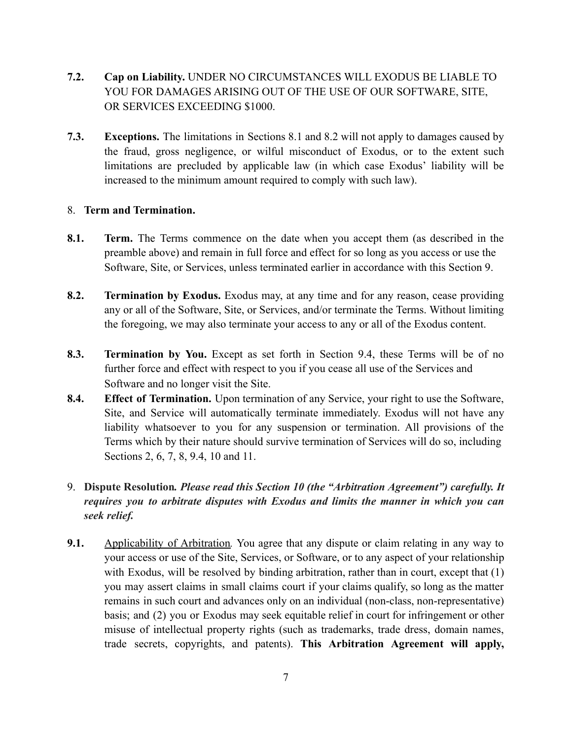**7.2. Cap on Liability.** UNDER NO CIRCUMSTANCES WILL EXODUS BE LIABLE TO YOU FOR DAMAGES ARISING OUT OF THE USE OF OUR SOFTWARE, SITE, OR SERVICES EXCEEDING $1000.

**7.3. Exceptions.** The limitations in Sections 8.1 and 8.2 will not apply to damages caused by the fraud, gross negligence, or wilful misconduct of Exodus, or to the extent such limitations are precluded by applicable law (in which case Exodus' liability will be increased to the minimum amount required to comply with such law).

8. **Term and Termination.**

**8.1. Term.** The Terms commence on the date when you accept them (as described in the preamble above) and remain in full force and effect for so long as you access or use the Software, Site, or Services, unless terminated earlier in accordance with this Section 9.

**8.2. Termination by Exodus.** Exodus may, at any time and for any reason, cease providing any or all of the Software, Site, or Services, and/or terminate the Terms. Without limiting the foregoing, we may also terminate your access to any or all of the Exodus content.

**8.3. Termination by You.** Except as set forth in Section 9.4, these Terms will be of no further force and effect with respect to you if you cease all use of the Services and Software and no longer visit the Site.

**8.4. Effect of Termination.** Upon termination of any Service, your right to use the Software, Site, and Service will automatically terminate immediately. Exodus will not have any liability whatsoever to you for any suspension or termination. All provisions of the Terms which by their nature should survive termination of Services will do so, including Sections 2, 6, 7, 8, 9.4, 10 and 11.

9. **Dispute Resolution.** ***Please read this Section 10 (the "Arbitration Agreement") carefully. It requires you to arbitrate disputes with Exodus and limits the manner in which you can seek relief.***

**9.1.** Applicability of Arbitration*.* You agree that any dispute or claim relating in any way to your access or use of the Site, Services, or Software, or to any aspect of your relationship with Exodus, will be resolved by binding arbitration, rather than in court, except that (1) you may assert claims in small claims court if your claims qualify, so long as the matter remains in such court and advances only on an individual (non-class, non-representative) basis; and (2) you or Exodus may seek equitable relief in court for infringement or other misuse of intellectual property rights (such as trademarks, trade dress, domain names, trade secrets, copyrights, and patents). **This Arbitration Agreement will apply,**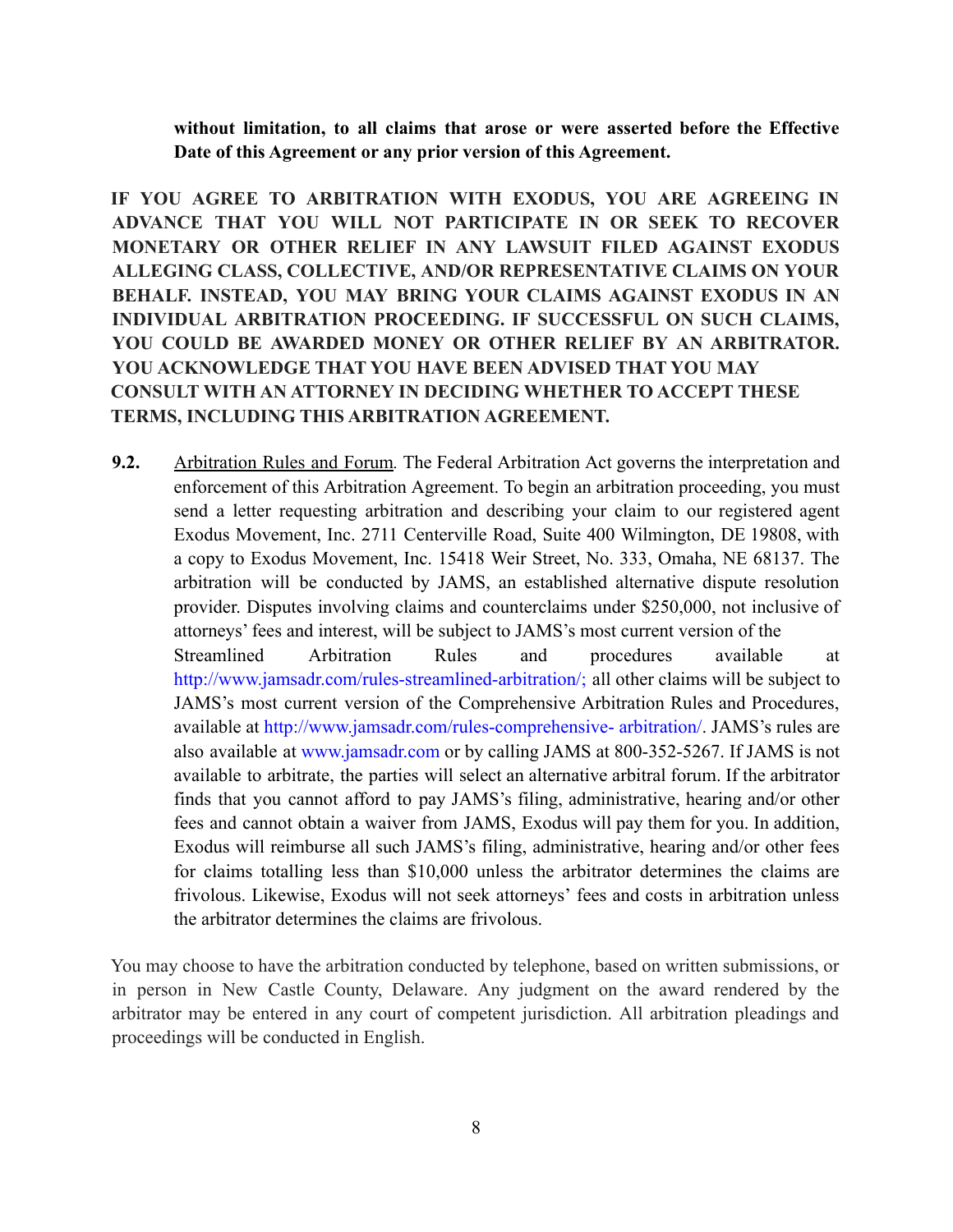**without limitation, to all claims that arose or were asserted before the Effective Date of this Agreement or any prior version of this Agreement.**

**IF YOU AGREE TO ARBITRATION WITH EXODUS, YOU ARE AGREEING IN ADVANCE THAT YOU WILL NOT PARTICIPATE IN OR SEEK TO RECOVER MONETARY OR OTHER RELIEF IN ANY LAWSUIT FILED AGAINST EXODUS ALLEGING CLASS, COLLECTIVE, AND/OR REPRESENTATIVE CLAIMS ON YOUR BEHALF. INSTEAD, YOU MAY BRING YOUR CLAIMS AGAINST EXODUS IN AN INDIVIDUAL ARBITRATION PROCEEDING. IF SUCCESSFUL ON SUCH CLAIMS, YOU COULD BE AWARDED MONEY OR OTHER RELIEF BY AN ARBITRATOR. YOU ACKNOWLEDGE THAT YOU HAVE BEEN ADVISED THAT YOU MAY CONSULT WITH AN ATTORNEY IN DECIDING WHETHER TO ACCEPT THESE TERMS, INCLUDING THIS ARBITRATION AGREEMENT.**

**9.2.** Arbitration Rules and Forum. The Federal Arbitration Act governs the interpretation and enforcement of this Arbitration Agreement. To begin an arbitration proceeding, you must send a letter requesting arbitration and describing your claim to our registered agent Exodus Movement, Inc. 2711 Centerville Road, Suite 400 Wilmington, DE 19808, with a copy to Exodus Movement, Inc. 15418 Weir Street, No. 333, Omaha, NE 68137. The arbitration will be conducted by JAMS, an established alternative dispute resolution provider. Disputes involving claims and counterclaims under $250,000, not inclusive of attorneys' fees and interest, will be subject to JAMS's most current version of the Streamlined Arbitration Rules and procedures available at http://www.jamsadr.com/rules-streamlined-arbitration/; all other claims will be subject to JAMS's most current version of the Comprehensive Arbitration Rules and Procedures, available at http://www.jamsadr.com/rules-comprehensive- arbitration/. JAMS's rules are also available at www.jamsadr.com or by calling JAMS at 800-352-5267. If JAMS is not available to arbitrate, the parties will select an alternative arbitral forum. If the arbitrator finds that you cannot afford to pay JAMS's filing, administrative, hearing and/or other fees and cannot obtain a waiver from JAMS, Exodus will pay them for you. In addition, Exodus will reimburse all such JAMS's filing, administrative, hearing and/or other fees for claims totalling less than $10,000 unless the arbitrator determines the claims are frivolous. Likewise, Exodus will not seek attorneys' fees and costs in arbitration unless the arbitrator determines the claims are frivolous.

You may choose to have the arbitration conducted by telephone, based on written submissions, or in person in New Castle County, Delaware. Any judgment on the award rendered by the arbitrator may be entered in any court of competent jurisdiction. All arbitration pleadings and proceedings will be conducted in English.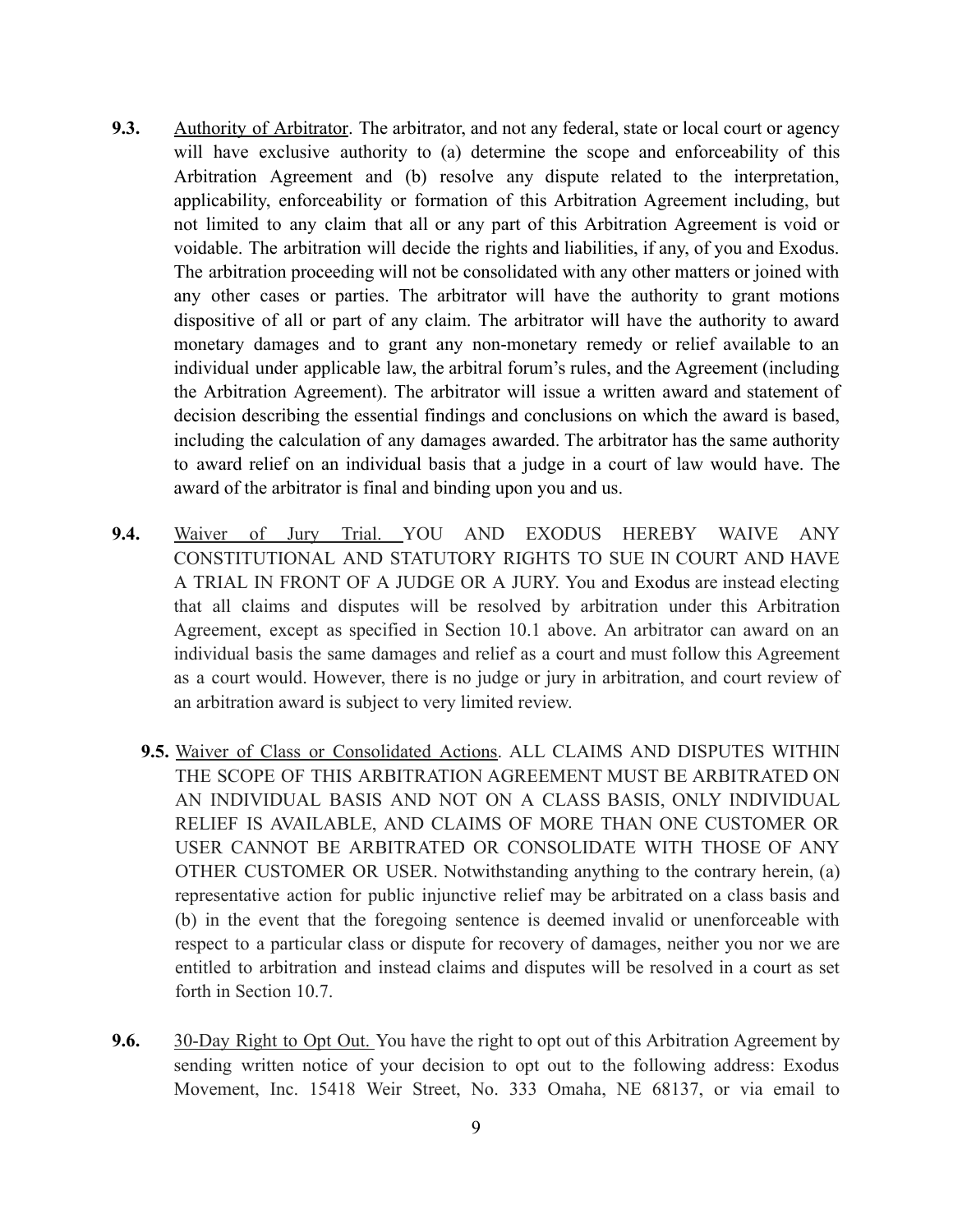**9.3.** Authority of Arbitrator. The arbitrator, and not any federal, state or local court or agency will have exclusive authority to (a) determine the scope and enforceability of this Arbitration Agreement and (b) resolve any dispute related to the interpretation, applicability, enforceability or formation of this Arbitration Agreement including, but not limited to any claim that all or any part of this Arbitration Agreement is void or voidable. The arbitration will decide the rights and liabilities, if any, of you and Exodus. The arbitration proceeding will not be consolidated with any other matters or joined with any other cases or parties. The arbitrator will have the authority to grant motions dispositive of all or part of any claim. The arbitrator will have the authority to award monetary damages and to grant any non-monetary remedy or relief available to an individual under applicable law, the arbitral forum's rules, and the Agreement (including the Arbitration Agreement). The arbitrator will issue a written award and statement of decision describing the essential findings and conclusions on which the award is based, including the calculation of any damages awarded. The arbitrator has the same authority to award relief on an individual basis that a judge in a court of law would have. The award of the arbitrator is final and binding upon you and us.

**9.4.** Waiver of Jury Trial. YOU AND EXODUS HEREBY WAIVE ANY CONSTITUTIONAL AND STATUTORY RIGHTS TO SUE IN COURT AND HAVE A TRIAL IN FRONT OF A JUDGE OR A JURY. You and Exodus are instead electing that all claims and disputes will be resolved by arbitration under this Arbitration Agreement, except as specified in Section 10.1 above. An arbitrator can award on an individual basis the same damages and relief as a court and must follow this Agreement as a court would. However, there is no judge or jury in arbitration, and court review of an arbitration award is subject to very limited review.

**9.5.** Waiver of Class or Consolidated Actions. ALL CLAIMS AND DISPUTES WITHIN THE SCOPE OF THIS ARBITRATION AGREEMENT MUST BE ARBITRATED ON AN INDIVIDUAL BASIS AND NOT ON A CLASS BASIS, ONLY INDIVIDUAL RELIEF IS AVAILABLE, AND CLAIMS OF MORE THAN ONE CUSTOMER OR USER CANNOT BE ARBITRATED OR CONSOLIDATE WITH THOSE OF ANY OTHER CUSTOMER OR USER. Notwithstanding anything to the contrary herein, (a) representative action for public injunctive relief may be arbitrated on a class basis and (b) in the event that the foregoing sentence is deemed invalid or unenforceable with respect to a particular class or dispute for recovery of damages, neither you nor we are entitled to arbitration and instead claims and disputes will be resolved in a court as set forth in Section 10.7.

**9.6.** 30-Day Right to Opt Out. You have the right to opt out of this Arbitration Agreement by sending written notice of your decision to opt out to the following address: Exodus Movement, Inc. 15418 Weir Street, No. 333 Omaha, NE 68137, or via email to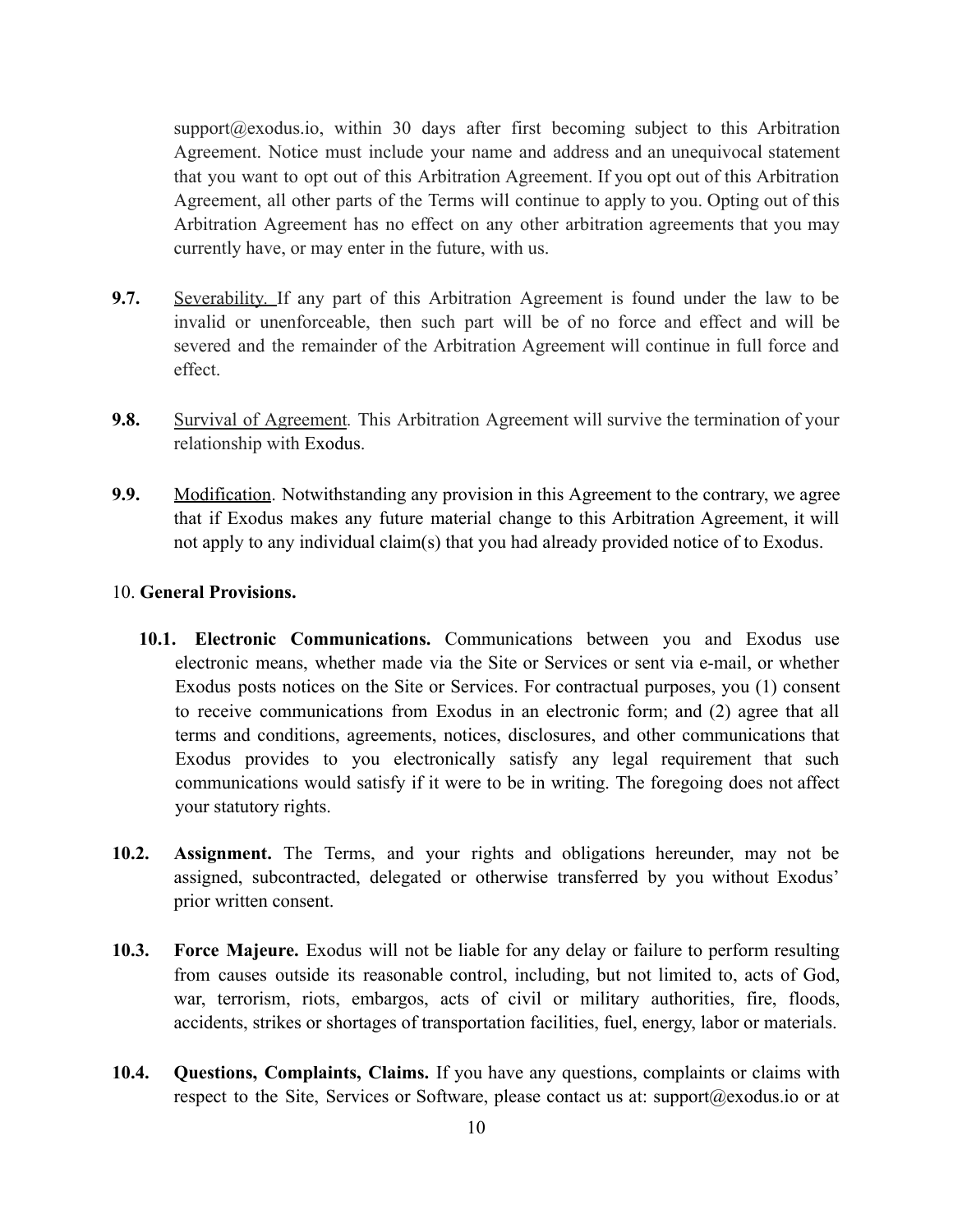support@exodus.io, within 30 days after first becoming subject to this Arbitration Agreement. Notice must include your name and address and an unequivocal statement that you want to opt out of this Arbitration Agreement. If you opt out of this Arbitration Agreement, all other parts of the Terms will continue to apply to you. Opting out of this Arbitration Agreement has no effect on any other arbitration agreements that you may currently have, or may enter in the future, with us.

**9.7.** Severability. If any part of this Arbitration Agreement is found under the law to be invalid or unenforceable, then such part will be of no force and effect and will be severed and the remainder of the Arbitration Agreement will continue in full force and effect.

**9.8.** Survival of Agreement*.* This Arbitration Agreement will survive the termination of your relationship with Exodus.

**9.9.** Modification. Notwithstanding any provision in this Agreement to the contrary, we agree that if Exodus makes any future material change to this Arbitration Agreement, it will not apply to any individual claim(s) that you had already provided notice of to Exodus.

10. **General Provisions.**

**10.1. Electronic Communications.** Communications between you and Exodus use electronic means, whether made via the Site or Services or sent via e-mail, or whether Exodus posts notices on the Site or Services. For contractual purposes, you (1) consent to receive communications from Exodus in an electronic form; and (2) agree that all terms and conditions, agreements, notices, disclosures, and other communications that Exodus provides to you electronically satisfy any legal requirement that such communications would satisfy if it were to be in writing. The foregoing does not affect your statutory rights.

**10.2. Assignment.** The Terms, and your rights and obligations hereunder, may not be assigned, subcontracted, delegated or otherwise transferred by you without Exodus' prior written consent.

**10.3. Force Majeure.** Exodus will not be liable for any delay or failure to perform resulting from causes outside its reasonable control, including, but not limited to, acts of God, war, terrorism, riots, embargos, acts of civil or military authorities, fire, floods, accidents, strikes or shortages of transportation facilities, fuel, energy, labor or materials.

**10.4. Questions, Complaints, Claims.** If you have any questions, complaints or claims with respect to the Site, Services or Software, please contact us at: support@exodus.io or at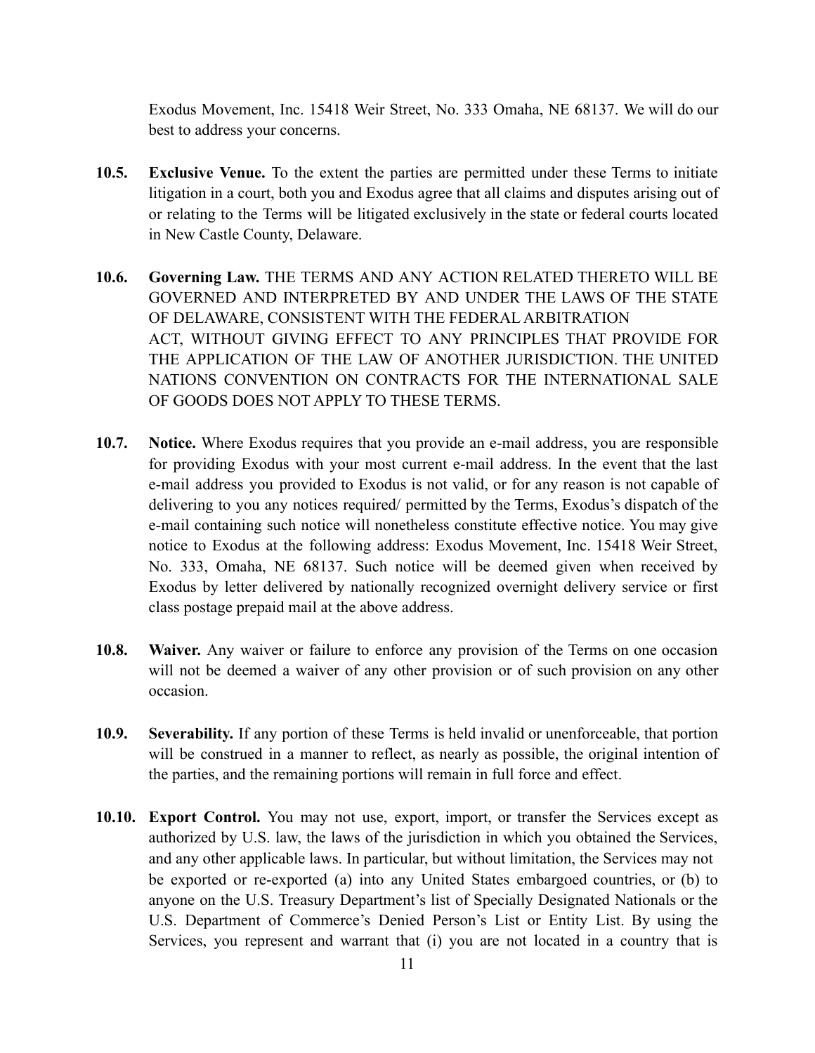Exodus Movement, Inc. 15418 Weir Street, No. 333 Omaha, NE 68137. We will do our best to address your concerns.

**10.5. Exclusive Venue.** To the extent the parties are permitted under these Terms to initiate litigation in a court, both you and Exodus agree that all claims and disputes arising out of or relating to the Terms will be litigated exclusively in the state or federal courts located in New Castle County, Delaware.

**10.6. Governing Law.** THE TERMS AND ANY ACTION RELATED THERETO WILL BE GOVERNED AND INTERPRETED BY AND UNDER THE LAWS OF THE STATE OF DELAWARE, CONSISTENT WITH THE FEDERAL ARBITRATION ACT, WITHOUT GIVING EFFECT TO ANY PRINCIPLES THAT PROVIDE FOR THE APPLICATION OF THE LAW OF ANOTHER JURISDICTION. THE UNITED NATIONS CONVENTION ON CONTRACTS FOR THE INTERNATIONAL SALE OF GOODS DOES NOT APPLY TO THESE TERMS.

**10.7. Notice.** Where Exodus requires that you provide an e-mail address, you are responsible for providing Exodus with your most current e-mail address. In the event that the last e-mail address you provided to Exodus is not valid, or for any reason is not capable of delivering to you any notices required/ permitted by the Terms, Exodus's dispatch of the e-mail containing such notice will nonetheless constitute effective notice. You may give notice to Exodus at the following address: Exodus Movement, Inc. 15418 Weir Street, No. 333, Omaha, NE 68137. Such notice will be deemed given when received by Exodus by letter delivered by nationally recognized overnight delivery service or first class postage prepaid mail at the above address.

**10.8. Waiver.** Any waiver or failure to enforce any provision of the Terms on one occasion will not be deemed a waiver of any other provision or of such provision on any other occasion.

**10.9. Severability.** If any portion of these Terms is held invalid or unenforceable, that portion will be construed in a manner to reflect, as nearly as possible, the original intention of the parties, and the remaining portions will remain in full force and effect.

**10.10. Export Control.** You may not use, export, import, or transfer the Services except as authorized by U.S. law, the laws of the jurisdiction in which you obtained the Services, and any other applicable laws. In particular, but without limitation, the Services may not be exported or re-exported (a) into any United States embargoed countries, or (b) to anyone on the U.S. Treasury Department's list of Specially Designated Nationals or the U.S. Department of Commerce's Denied Person's List or Entity List. By using the Services, you represent and warrant that (i) you are not located in a country that is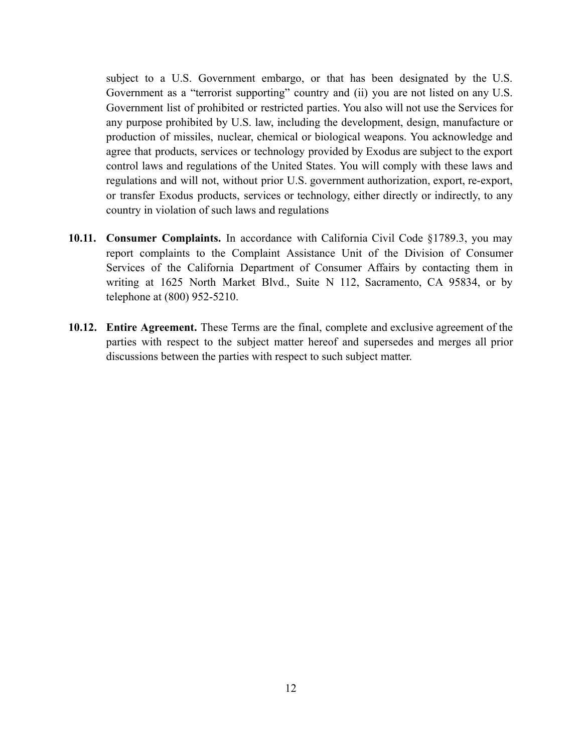subject to a U.S. Government embargo, or that has been designated by the U.S. Government as a "terrorist supporting" country and (ii) you are not listed on any U.S. Government list of prohibited or restricted parties. You also will not use the Services for any purpose prohibited by U.S. law, including the development, design, manufacture or production of missiles, nuclear, chemical or biological weapons. You acknowledge and agree that products, services or technology provided by Exodus are subject to the export control laws and regulations of the United States. You will comply with these laws and regulations and will not, without prior U.S. government authorization, export, re-export, or transfer Exodus products, services or technology, either directly or indirectly, to any country in violation of such laws and regulations

**10.11. Consumer Complaints.** In accordance with California Civil Code §1789.3, you may report complaints to the Complaint Assistance Unit of the Division of Consumer Services of the California Department of Consumer Affairs by contacting them in writing at 1625 North Market Blvd., Suite N 112, Sacramento, CA 95834, or by telephone at (800) 952-5210.

**10.12. Entire Agreement.** These Terms are the final, complete and exclusive agreement of the parties with respect to the subject matter hereof and supersedes and merges all prior discussions between the parties with respect to such subject matter.